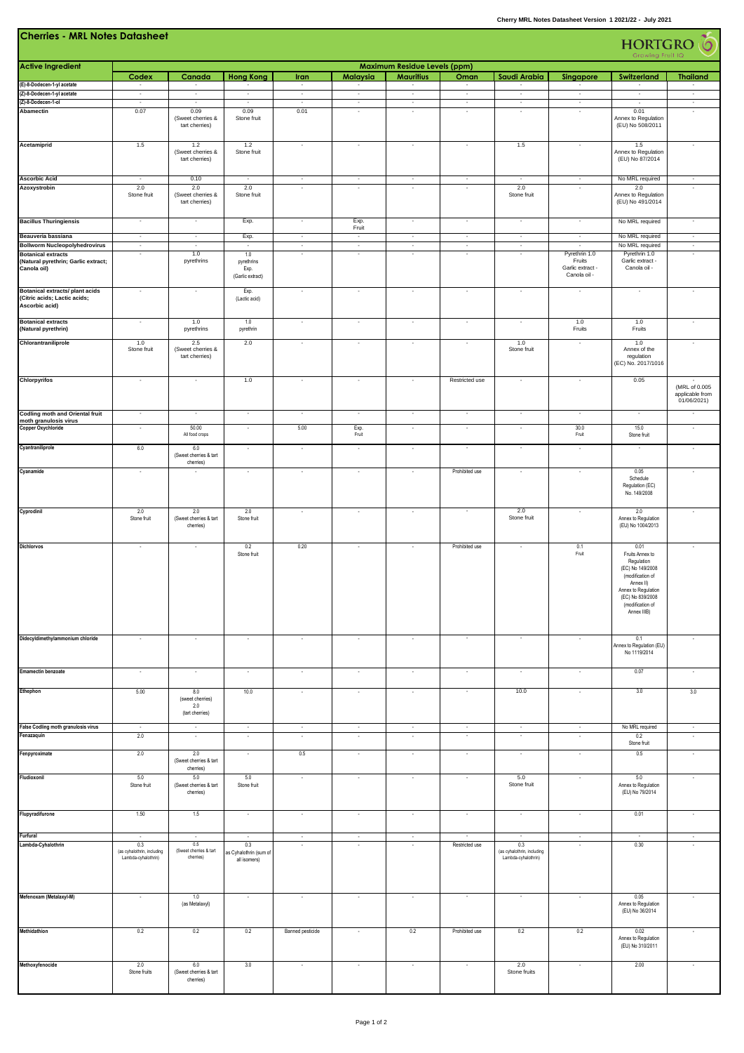# Cherries - MRL Notes Datasheet

HORTGRO Growing Fruit IQ

| Active Ingredient | Maximum Residue Levels (ppm) | | | | | | | | | | |
|---|---|---|---|---|---|---|---|---|---|---|---|
| | Codex | Canada | Hong Kong | Iran | Malaysia | Mauritius | Oman | Saudi Arabia | Singapore | Switzerland | Thailand |
| (E)-8-Dodecen-1-yl acetate | - | - | - | - | - | - | - | - | - | - | - |
| (Z)-8-Dodecen-1-yl acetate | - | - | - | - | - | - | - | - | - | - | - |
| (Z)-8-Dodecen-1-ol | - | - | - | - | - | - | - | - | - | - | - |
| Abamectin | 0.07 | 0.09 (Sweet cherries & tart cherries) | 0.09 Stone fruit | 0.01 | - | - | - | - | - | 0.01 Annex to Regulation (EU) No 508/2011 | - |
| Acetamiprid | 1.5 | 1.2 (Sweet cherries & tart cherries) | 1.2 Stone fruit | - | - | - | - | 1.5 | - | 1.5 Annex to Regulation (EU) No 87/2014 | - |
| Ascorbic Acid | - | 0.10 | - | - | - | - | - | - | - | No MRL required | - |
| Azoxystrobin | 2.0 Stone fruit | 2.0 (Sweet cherries & tart cherries) | 2.0 Stone fruit | - | - | - | - | 2.0 Stone fruit | - | 2.0 Annex to Regulation (EU) No 491/2014 | - |
| Bacillus Thuringiensis | - | - | Exp. | - | Exp. Fruit | - | - | - | - | No MRL required | - |
| Beauveria bassiana | - | - | Exp. | - | - | - | - | - | - | No MRL required | - |
| Bollworm Nucleopolyhedrovirus | - | - | - | - | - | - | - | - | - | No MRL required | - |
| Botanical extracts (Natural pyrethrin; Garlic extract; Canola oil) | - | 1.0 pyrethrins | 1.0 pyrethrins Exp. (Garlic extract) | - | - | - | - | - | Pyrethrin 1.0 Fruits Garlic extract - Canola oil - | Pyrethrin 1.0 Garlic extract - Canola oil - | - |
| Botanical extracts/ plant acids (Citric acids; Lactic acids; Ascorbic acid) | - | - | Exp. (Lactic acid) | - | - | - | - | - | - | - | - |
| Botanical extracts (Natural pyrethrin) | - | 1.0 pyrethrins | 1.0 pyrethrin | - | - | - | - | - | 1.0 Fruits | 1.0 Fruits | - |
| Chlorantraniliprole | 1.0 Stone fruit | 2.5 (Sweet cherries & tart cherries) | 2.0 | - | - | - | - | 1.0 Stone fruit | - | 1.0 Annex of the regulation (EC) No. 2017/1016 | - |
| Chlorpyrifos | - | - | 1.0 | - | - | - | Restricted use | - | - | 0.05 | - (MRL of 0.005 applicable from 01/06/2021) |
| Codling moth and Oriental fruit moth granulosis virus | - | - | - | - | - | - | - | - | - | - | - |
| Copper Oxychloride | - | 50.00 All food crops | - | 5.00 | Exp. Fruit | - | - | - | 30.0 Fruit | 15.0 Stone fruit | - |
| Cyantraniliprole | 6.0 | 6.0 (Sweet cherries & tart cherries) | - | - | - | - | - | - | - | - | - |
| Cyanamide | - | - | - | - | - | - | Prohibited use | - | - | 0.05 Schedule Regulation (EC) No. 149/2008 | - |
| Cyprodinil | 2.0 Stone fruit | 2.0 (Sweet cherries & tart cherries) | 2.0 Stone fruit | - | - | - | - | 2.0 Stone fruit | - | 2.0 Annex to Regulation (EU) No 1004/2013 | - |
| Dichlorvos | - | - | 0.2 Stone fruit | 0.20 | - | - | Prohibited use | - | 0.1 Fruit | 0.01 Fruits Annex to Regulation (EC) No 149/2008 (modification of Annex II) Annex to Regulation (EC) No 839/2008 (modification of Annex IIIB) | - |
| Didecyldimethylammonium chloride | - | - | - | - | - | - | - | - | - | 0.1 Annex to Regulation (EU) No 1119/2014 | - |
| Emamectin benzoate | - | - | - | - | - | - | - | - | - | 0.07 | - |
| Ethephon | 5.00 | 8.0 (sweet cherries) 2.0 (tart cherries) | 10.0 | - | - | - | - | 10.0 | - | 3.0 | 3.0 |
| False Codling moth granulosis virus | - | - | - | - | - | - | - | - | - | No MRL required | - |
| Fenazaquin | 2.0 | - | - | - | - | - | - | - | - | 0.2 Stone fruit | - |
| Fenpyroximate | 2.0 | 2.0 (Sweet cherries & tart cherries) | - | 0.5 | - | - | - | - | - | 0.5 | - |
| Fludioxonil | 5.0 Stone fruit | 5.0 (Sweet cherries & tart cherries) | 5.0 Stone fruit | - | - | - | - | 5.0 Stone fruit | - | 5.0 Annex to Regulation (EU) No 79/2014 | - |
| Flupyradifurone | 1.50 | 1.5 | - | - | - | - | - | - | - | 0.01 | - |
| Furfural | - | - | - | - | - | - | - | - | - | - | - |
| Lambda-Cyhalothrin | 0.3 (as cyhalothrin, including Lambda-cyhalothrin) | 0.5 (Sweet cherries & tart cherries) | 0.3 as Cyhalothrin (sum of all isomers) | - | - | - | Restricted use | 0.3 (as cyhalothrin, including Lambda-cyhalothrin) | - | 0.30 | - |
| Mefenoxam (Metalaxyl-M) | - | 1.0 (as Metalaxyl) | - | - | - | - | - | - | - | 0.05 Annex to Regulation (EU) No 36/2014 | - |
| Methidathion | 0.2 | 0.2 | 0.2 | Banned pesticide | - | 0.2 | Prohibited use | 0.2 | 0.2 | 0.02 Annex to Regulation (EU) No 310/2011 | - |
| Methoxyfenocide | 2.0 Stone fruits | 6.0 (Sweet cherries & tart cherries) | 3.0 | - | - | - | - | 2.0 Stone fruits | - | 2.00 | - |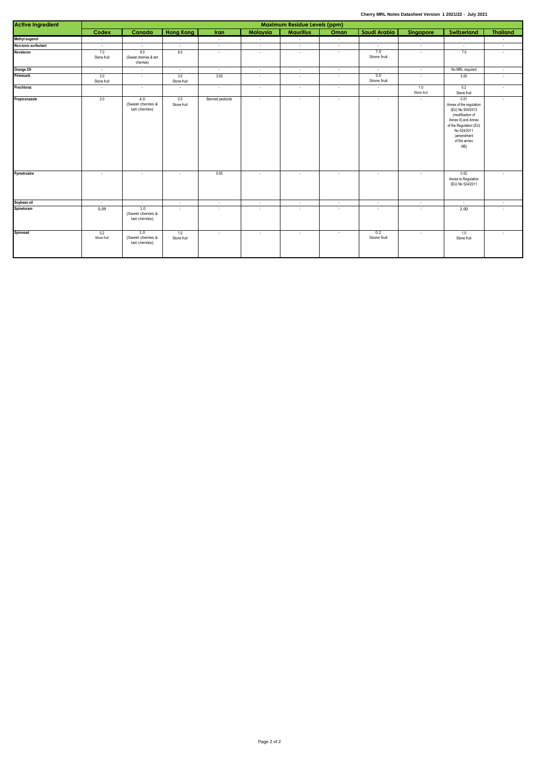| Active Ingredient | Maximum Residue Levels (ppm) | | | | | | | | | |
|---|---|---|---|---|---|---|---|---|---|---|
| | Codex | Canada | Hong Kong | Iran | Malaysia | Mauritius | Oman | Saudi Arabia | Singapore | Switzerland | Thailand |
| Methyl eugenol | - | - | - | - | - | - | - | - | - | - | - |
| Non-ionic surfactant | - | - | - | - | - | - | - | - | - | - | - |
| Novaluron | 7.0 Stone fruit | 8.0 (Sweet cherries & tart cherries) | 8.0 | - | - | - | - | 7.0 Stone fruit | - | 7.0 | - |
| Orange Oil | - | - | - | - | - | - | - | - | - | No MRL required | - |
| Pirimicarb | 3.0 Stone fruit | - | 3.0 Stone fruit | 3.00 | - | - | - | 3.0 Stone fruit | - | 5.00 | - |
| Prochloraz | - | - | - | - | - | - | - | - | 1.0 Stone fruit | 0.2 Stone fruit | - |
| Propiconazole | 3.0 | 4.0 (Sweet cherries & tart cherries) | 2.0 Stone fruit | Banned pesticide | - | - | - | - | - | 0.01 Annex of the regulation (EU) No 500/2013 (modification of Annex II) and Annex of the Regulation (EU) No 524/2011 (amendment of the annex IIIB) | - |
| Pymetrozine | - | - | - | 0.50 | - | - | - | - | - | 0.02 Annex to Regulation (EU) No 524/2011 | - |
| Soybean oil | - | - | - | - | - | - | - | - | - | - | - |
| Spinetoram | 0.09 | 1.0 (Sweet cherries & tart cherries) | - | - | - | - | - | - | - | 2.00 | - |
| Spinosad | 0.2 Stone fruit | 1.0 (Sweet cherries & tart cherries) | 1.0 Stone fruit | - | - | - | - | 0.2 Stone fruit | - | 1.0 Stone fruit | - |